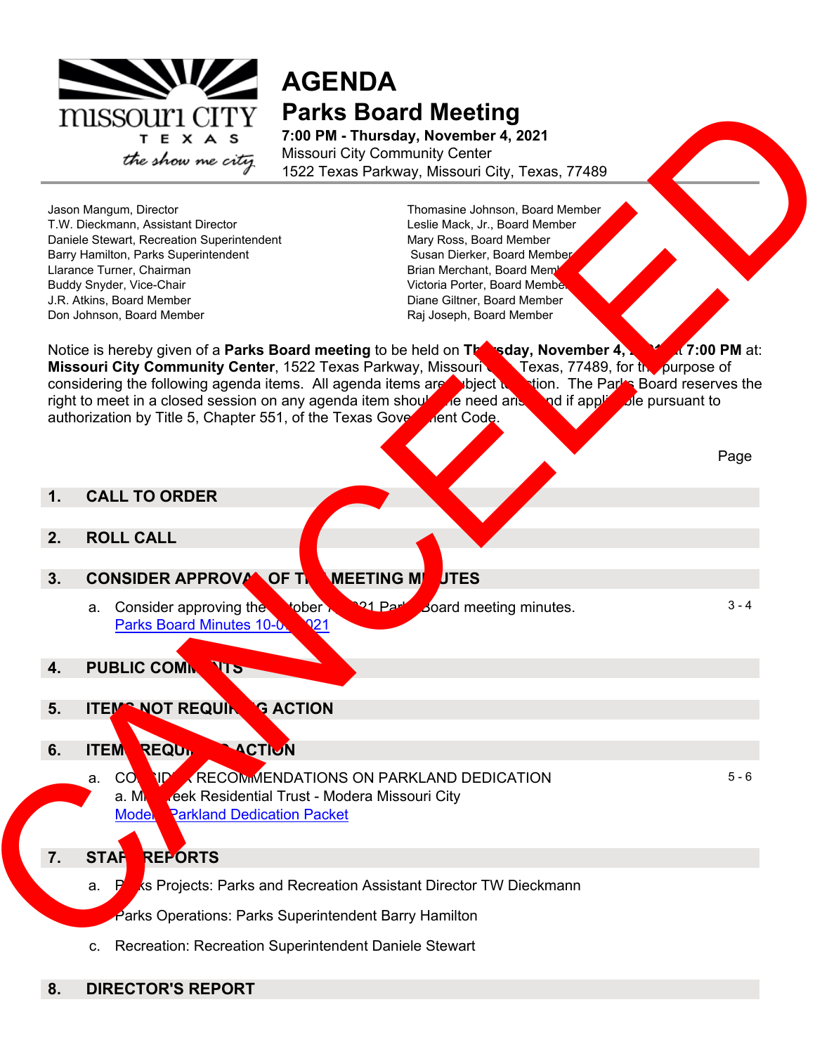# AGENDA

## Parks Board Meeting

**7:00 PM - Thursday, November 4, 2021**
Missouri City Community Center
1522 Texas Parkway, Missouri City, Texas, 77489

CANCELED

Jason Mangum, Director
T.W. Dieckmann, Assistant Director
Daniele Stewart, Recreation Superintendent
Barry Hamilton, Parks Superintendent
Llarance Turner, Chairman
Buddy Snyder, Vice-Chair
J.R. Atkins, Board Member
Don Johnson, Board Member
Thomasine Johnson, Board Member
Leslie Mack, Jr., Board Member
Mary Ross, Board Member
Susan Dierker, Board Member
Brian Merchant, Board Member
Victoria Porter, Board Member
Diane Giltner, Board Member
Raj Joseph, Board Member

Notice is hereby given of a **Parks Board meeting** to be held on **Thursday, November 4, 2021 at 7:00 PM** at: **Missouri City Community Center**, 1522 Texas Parkway, Missouri City, Texas, 77489, for the purpose of considering the following agenda items. All agenda items are subject to action. The Parks Board reserves the right to meet in a closed session on any agenda item should the need arise and if applicable pursuant to authorization by Title 5, Chapter 551, of the Texas Government Code.

| | Page |
|---|---|
| **1. CALL TO ORDER** | |
| **2. ROLL CALL** | |
| **3. CONSIDER APPROVAL OF THE MEETING MINUTES** | |
| a. Consider approving the October 7, 2021 Parks Board meeting minutes. [Parks Board Minutes 10-07-2021] | 3 - 4 |
| **4. PUBLIC COMMENTS** | |
| **5. ITEMS NOT REQUIRING ACTION** | |
| **6. ITEMS REQUIRING ACTION** | |
| a. CONSIDER RECOMMENDATIONS ON PARKLAND DEDICATION<br>a. Mill Creek Residential Trust - Modera Missouri City<br>[Modera Parkland Dedication Packet] | 5 - 6 |
| **7. STAFF REPORTS** | |
| a. Parks Projects: Parks and Recreation Assistant Director TW Dieckmann | |
| b. Parks Operations: Parks Superintendent Barry Hamilton | |
| c. Recreation: Recreation Superintendent Daniele Stewart | |
| **8. DIRECTOR'S REPORT** | |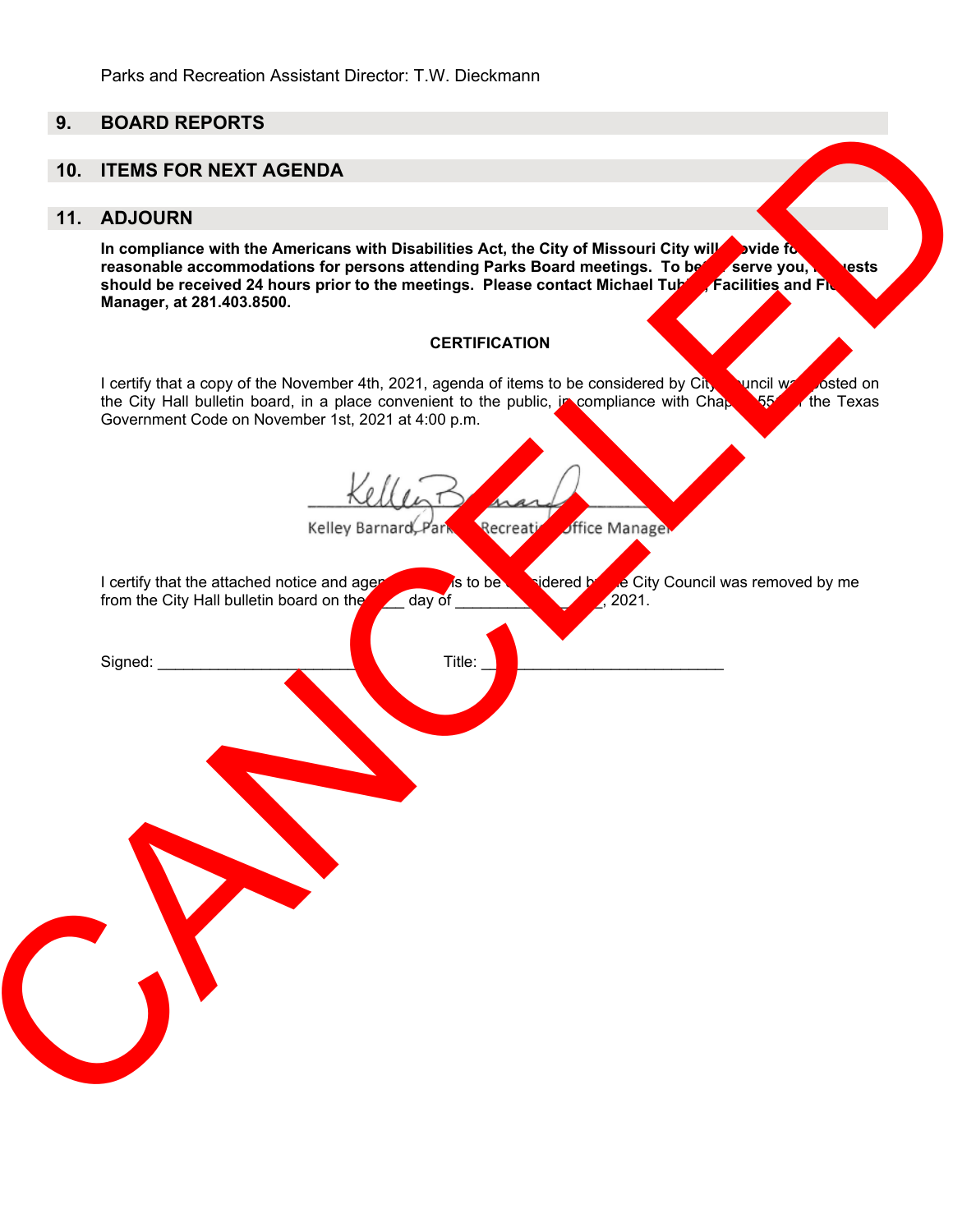Parks and Recreation Assistant Director: T.W. Dieckmann

## 9. BOARD REPORTS

## 10. ITEMS FOR NEXT AGENDA

## 11. ADJOURN

**In compliance with the Americans with Disabilities Act, the City of Missouri City will provide for reasonable accommodations for persons attending Parks Board meetings. To better serve you, requests should be received 24 hours prior to the meetings. Please contact Michael Tubb, Facilities and Fleet Manager, at 281.403.8500.**

**CERTIFICATION**

I certify that a copy of the November 4th, 2021, agenda of items to be considered by City Council was posted on the City Hall bulletin board, in a place convenient to the public, in compliance with Chapter 551 of the Texas Government Code on November 1st, 2021 at 4:00 p.m.

Kelley Barnard, Parks and Recreation Office Manager

I certify that the attached notice and agenda of items to be considered by the City Council was removed by me from the City Hall bulletin board on the ____ day of ______________, 2021.

Signed: ________________________ Title: ____________________________

CANCELED